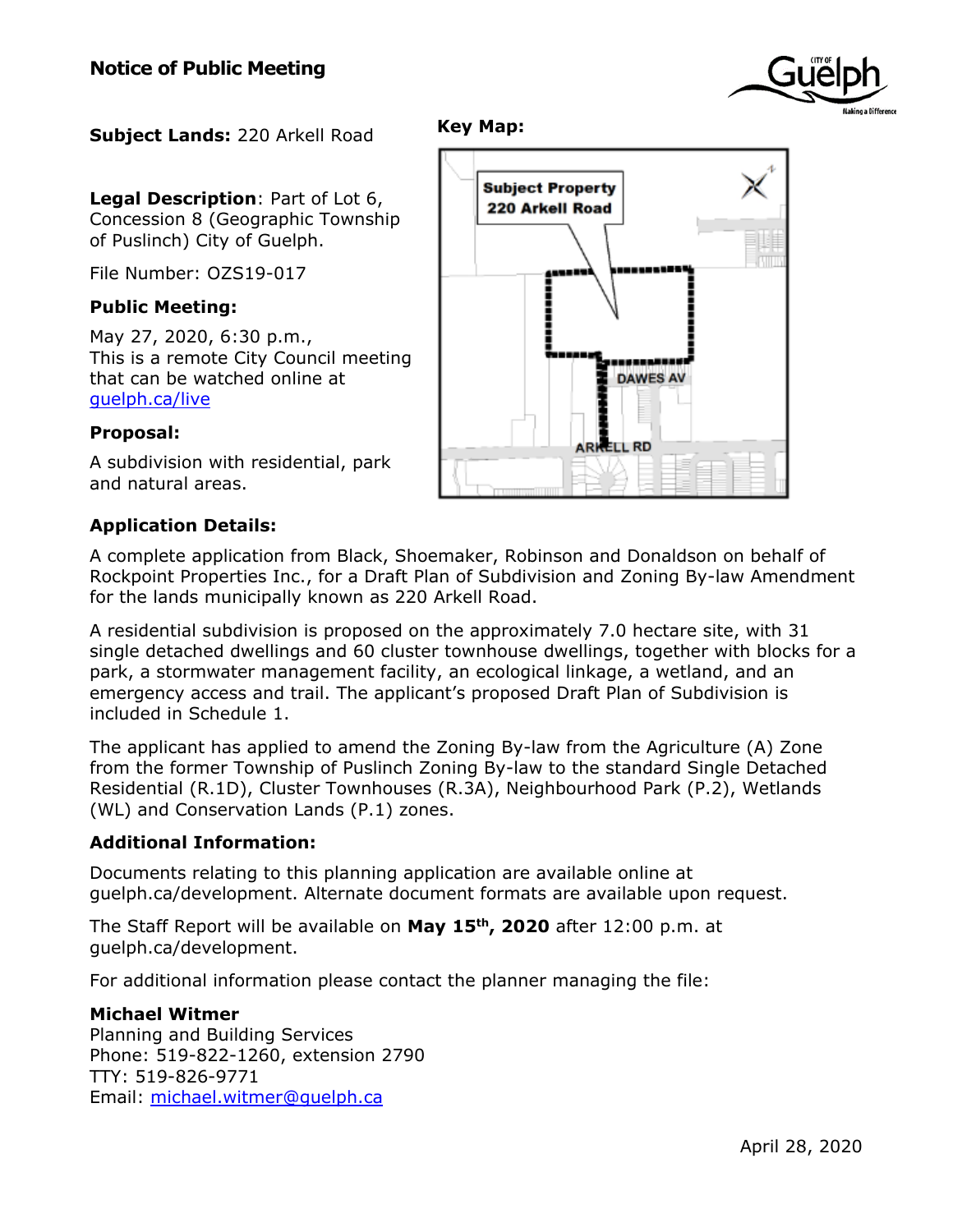# Notice of Public Meeting

**Subject Lands:** 220 Arkell Road

**Legal Description**: Part of Lot 6, Concession 8 (Geographic Township of Puslinch) City of Guelph.

File Number: OZS19-017

**Public Meeting:**

May 27, 2020, 6:30 p.m.,
This is a remote City Council meeting that can be watched online at [guelph.ca/live](guelph.ca/live)

**Proposal:**

A subdivision with residential, park and natural areas.

**Key Map:**

Subject Property
220 Arkell Road

DAWES AV

ARKELL RD

**Application Details:**

A complete application from Black, Shoemaker, Robinson and Donaldson on behalf of Rockpoint Properties Inc., for a Draft Plan of Subdivision and Zoning By-law Amendment for the lands municipally known as 220 Arkell Road.

A residential subdivision is proposed on the approximately 7.0 hectare site, with 31 single detached dwellings and 60 cluster townhouse dwellings, together with blocks for a park, a stormwater management facility, an ecological linkage, a wetland, and an emergency access and trail. The applicant's proposed Draft Plan of Subdivision is included in Schedule 1.

The applicant has applied to amend the Zoning By-law from the Agriculture (A) Zone from the former Township of Puslinch Zoning By-law to the standard Single Detached Residential (R.1D), Cluster Townhouses (R.3A), Neighbourhood Park (P.2), Wetlands (WL) and Conservation Lands (P.1) zones.

**Additional Information:**

Documents relating to this planning application are available online at guelph.ca/development. Alternate document formats are available upon request.

The Staff Report will be available on **May 15th, 2020** after 12:00 p.m. at guelph.ca/development.

For additional information please contact the planner managing the file:

**Michael Witmer**
Planning and Building Services
Phone: 519-822-1260, extension 2790
TTY: 519-826-9771
Email: [michael.witmer@guelph.ca](mailto:michael.witmer@guelph.ca)

April 28, 2020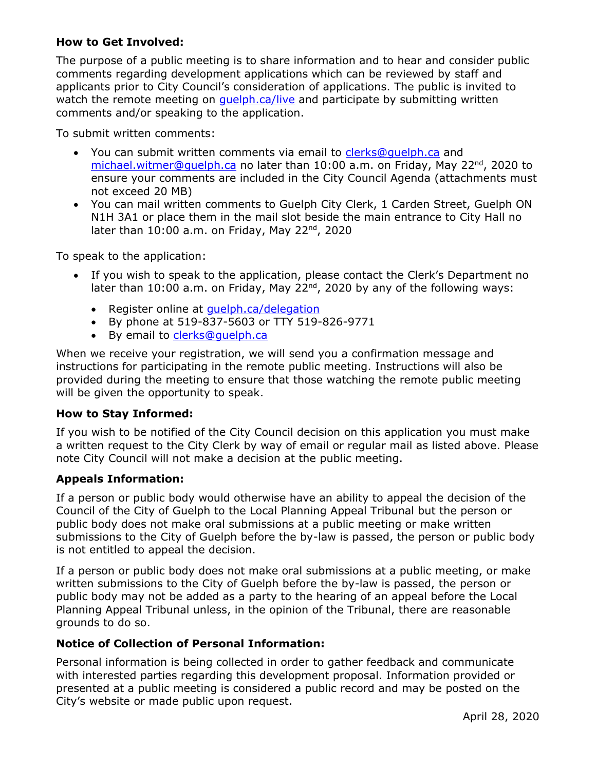**How to Get Involved:**

The purpose of a public meeting is to share information and to hear and consider public comments regarding development applications which can be reviewed by staff and applicants prior to City Council's consideration of applications. The public is invited to watch the remote meeting on guelph.ca/live and participate by submitting written comments and/or speaking to the application.

To submit written comments:

- You can submit written comments via email to clerks@guelph.ca and michael.witmer@guelph.ca no later than 10:00 a.m. on Friday, May 22nd, 2020 to ensure your comments are included in the City Council Agenda (attachments must not exceed 20 MB)
- You can mail written comments to Guelph City Clerk, 1 Carden Street, Guelph ON N1H 3A1 or place them in the mail slot beside the main entrance to City Hall no later than 10:00 a.m. on Friday, May 22nd, 2020

To speak to the application:

- If you wish to speak to the application, please contact the Clerk's Department no later than 10:00 a.m. on Friday, May 22nd, 2020 by any of the following ways:
  - Register online at guelph.ca/delegation
  - By phone at 519-837-5603 or TTY 519-826-9771
  - By email to clerks@guelph.ca

When we receive your registration, we will send you a confirmation message and instructions for participating in the remote public meeting. Instructions will also be provided during the meeting to ensure that those watching the remote public meeting will be given the opportunity to speak.

**How to Stay Informed:**

If you wish to be notified of the City Council decision on this application you must make a written request to the City Clerk by way of email or regular mail as listed above. Please note City Council will not make a decision at the public meeting.

**Appeals Information:**

If a person or public body would otherwise have an ability to appeal the decision of the Council of the City of Guelph to the Local Planning Appeal Tribunal but the person or public body does not make oral submissions at a public meeting or make written submissions to the City of Guelph before the by-law is passed, the person or public body is not entitled to appeal the decision.

If a person or public body does not make oral submissions at a public meeting, or make written submissions to the City of Guelph before the by-law is passed, the person or public body may not be added as a party to the hearing of an appeal before the Local Planning Appeal Tribunal unless, in the opinion of the Tribunal, there are reasonable grounds to do so.

**Notice of Collection of Personal Information:**

Personal information is being collected in order to gather feedback and communicate with interested parties regarding this development proposal. Information provided or presented at a public meeting is considered a public record and may be posted on the City's website or made public upon request.

April 28, 2020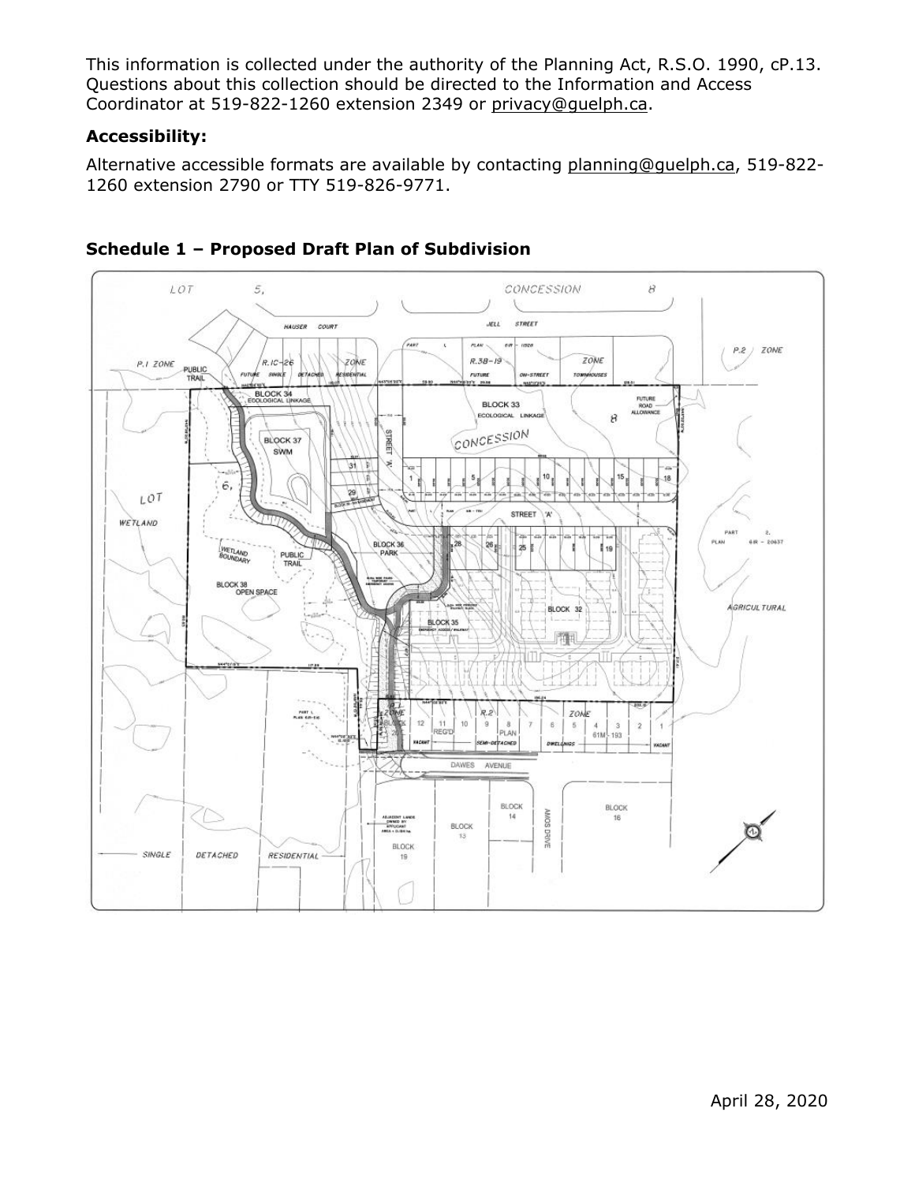This information is collected under the authority of the Planning Act, R.S.O. 1990, cP.13. Questions about this collection should be directed to the Information and Access Coordinator at 519-822-1260 extension 2349 or privacy@guelph.ca.

### Accessibility:

Alternative accessible formats are available by contacting planning@guelph.ca, 519-822-1260 extension 2790 or TTY 519-826-9771.

### Schedule 1 – Proposed Draft Plan of Subdivision

LOT 5, CONCESSION 8

HAUSER COURT

JELL STREET

P.1 ZONE

R.1C-26 ZONE

FUTURE SINGLE DETACHED RESIDENTIAL

R.3B-19 ZONE

FUTURE ON-STREET TOWNHOUSES

P.2 ZONE

PUBLIC TRAIL

BLOCK 34 ECOLOGICAL LINKAGE

BLOCK 33 ECOLOGICAL LINKAGE

FUTURE ROAD ALLOWANCE

BLOCK 37 SWM

STREET 'A'

LOT 6

WETLAND

WETLAND BOUNDARY

PUBLIC TRAIL

BLOCK 36 PARK

BLOCK 38 OPEN SPACE

BLOCK 35 EMERGENCY ACCESS / WALKWAY

BLOCK 32

PART 2, PLAN 61R - 20637

AGRICULTURAL

R.2 ZONE

REG'D PLAN 61M-193

VACANT SEMI-DETACHED DWELLINGS VACANT

DAWES AVENUE

BLOCK 14

BLOCK 16

BLOCK 13

BLOCK 19

AMOS DRIVE

SINGLE DETACHED RESIDENTIAL

April 28, 2020